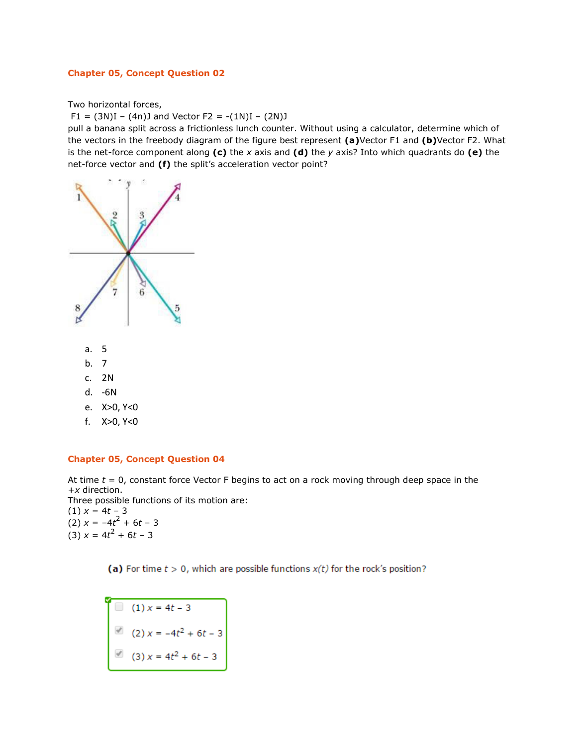### Chapter 05, Concept Question 02

Two horizontal forces,
F1 = (3N)I − (4n)J and Vector F2 = -(1N)I − (2N)J
pull a banana split across a frictionless lunch counter. Without using a calculator, determine which of the vectors in the freebody diagram of the figure best represent **(a)**Vector F1 and **(b)**Vector F2. What is the net-force component along **(c)** the *x* axis and **(d)** the *y* axis? Into which quadrants do **(e)** the net-force vector and **(f)** the split's acceleration vector point?

a. 5
b. 7
c. 2N
d. -6N
e. X>0, Y<0
f. X>0, Y<0

### Chapter 05, Concept Question 04

At time *t* = 0, constant force Vector F begins to act on a rock moving through deep space in the +*x* direction.
Three possible functions of its motion are:
(1) $x = 4t - 3$
(2) $x = -4t^2 + 6t - 3$
(3) $x = 4t^2 + 6t - 3$

**(a)** For time $t > 0$, which are possible functions $x(t)$ for the rock's position?

- [ ] (1) $x = 4t - 3$
- [x] (2) $x = -4t^2 + 6t - 3$
- [x] (3) $x = 4t^2 + 6t - 3$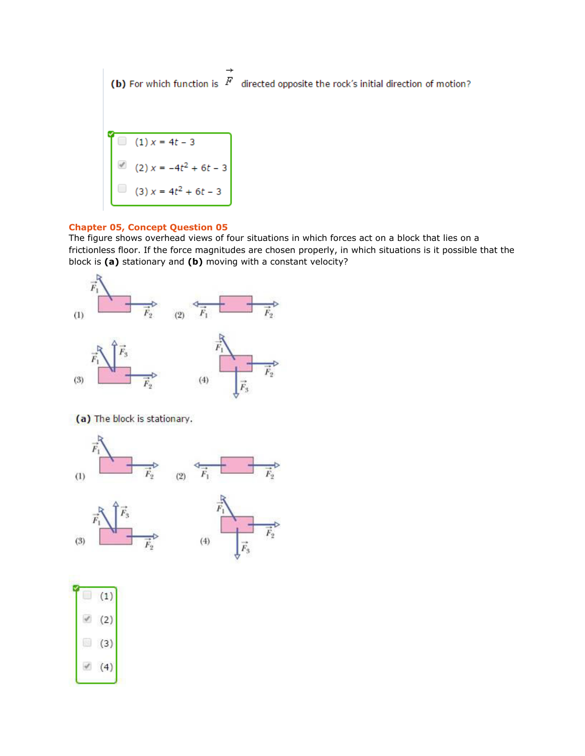**(b)** For which function is $\vec{F}$ directed opposite the rock's initial direction of motion?

- [ ] (1) $x = 4t - 3$
- [x] (2) $x = -4t^2 + 6t - 3$
- [ ] (3) $x = 4t^2 + 6t - 3$

**Chapter 05, Concept Question 05**

The figure shows overhead views of four situations in which forces act on a block that lies on a frictionless floor. If the force magnitudes are chosen properly, in which situations is it possible that the block is **(a)** stationary and **(b)** moving with a constant velocity?

**(a)** The block is stationary.

- [ ] (1)
- [x] (2)
- [ ] (3)
- [x] (4)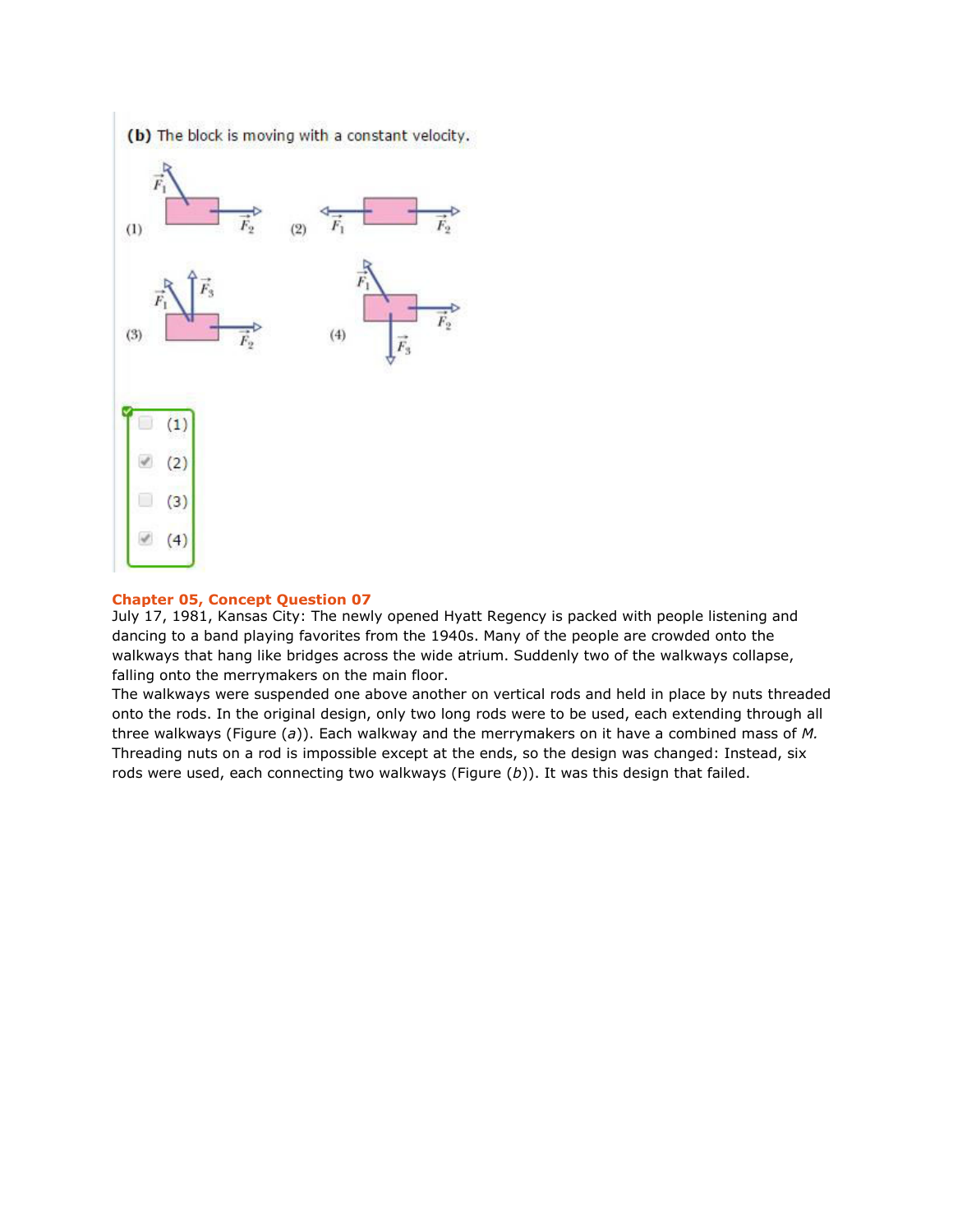**(b)** The block is moving with a constant velocity.

(1) $\vec{F}_1$, $\vec{F}_2$ (2) $\vec{F}_1$, $\vec{F}_2$

(3) $\vec{F}_1$, $\vec{F}_3$, $\vec{F}_2$ (4) $\vec{F}_1$, $\vec{F}_2$, $\vec{F}_3$

- [ ] (1)
- [x] (2)
- [ ] (3)
- [x] (4)

### Chapter 05, Concept Question 07

July 17, 1981, Kansas City: The newly opened Hyatt Regency is packed with people listening and dancing to a band playing favorites from the 1940s. Many of the people are crowded onto the walkways that hang like bridges across the wide atrium. Suddenly two of the walkways collapse, falling onto the merrymakers on the main floor.

The walkways were suspended one above another on vertical rods and held in place by nuts threaded onto the rods. In the original design, only two long rods were to be used, each extending through all three walkways (Figure (*a*)). Each walkway and the merrymakers on it have a combined mass of *M.* Threading nuts on a rod is impossible except at the ends, so the design was changed: Instead, six rods were used, each connecting two walkways (Figure (*b*)). It was this design that failed.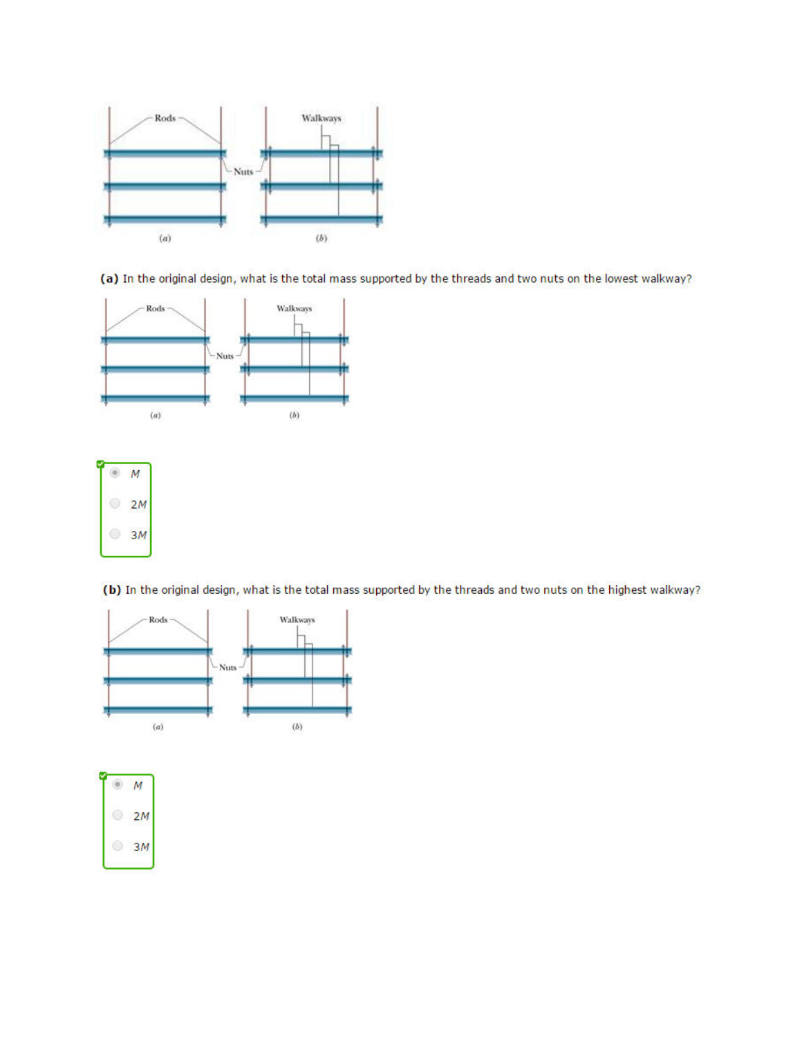(a) In the original design, what is the total mass supported by the threads and two nuts on the lowest walkway?

- M
- 2M
- 3M

(b) In the original design, what is the total mass supported by the threads and two nuts on the highest walkway?

- M
- 2M
- 3M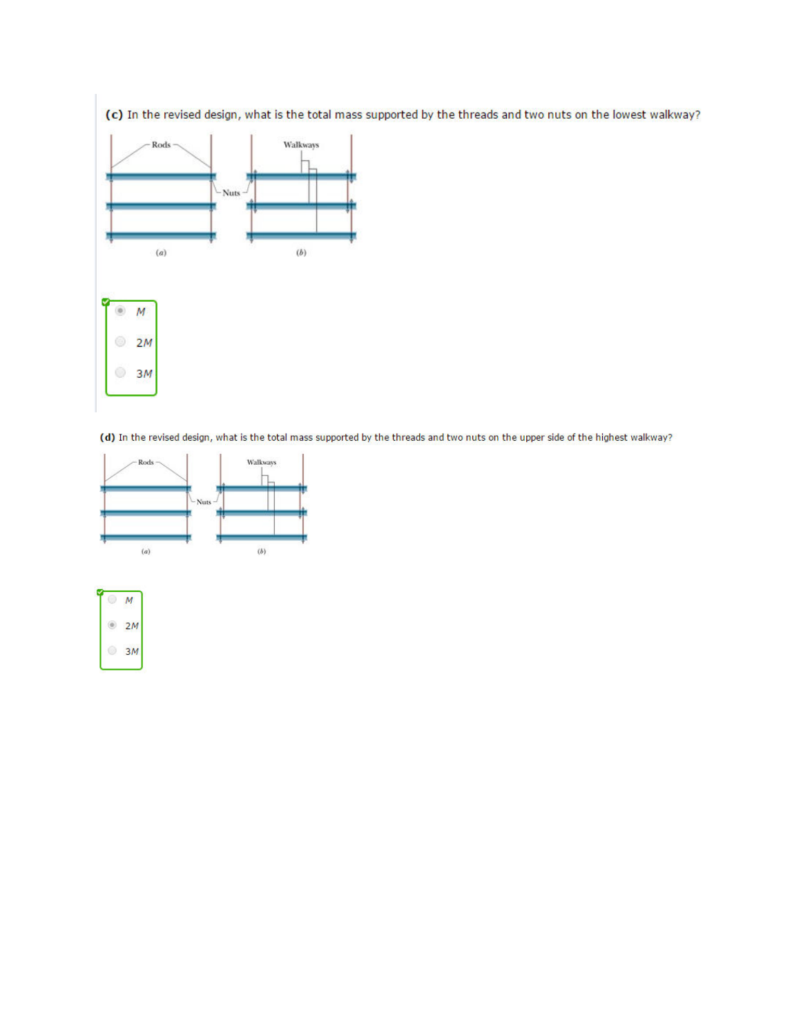**(c)** In the revised design, what is the total mass supported by the threads and two nuts on the lowest walkway?

- [x] $M$
- [ ] $2M$
- [ ] $3M$

**(d)** In the revised design, what is the total mass supported by the threads and two nuts on the upper side of the highest walkway?

- [ ] $M$
- [x] $2M$
- [ ] $3M$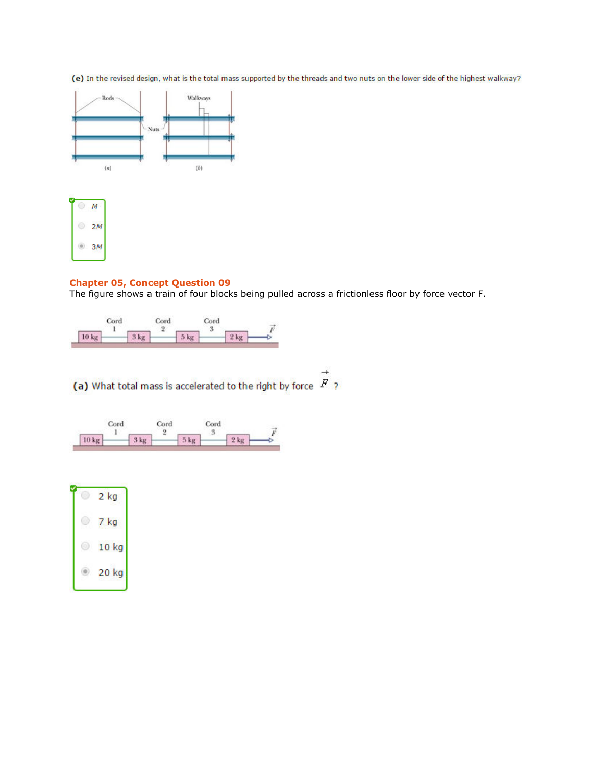**(e)** In the revised design, what is the total mass supported by the threads and two nuts on the lower side of the highest walkway?

- ○ $M$
- ○ $2M$
- ● $3M$

## Chapter 05, Concept Question 09

The figure shows a train of four blocks being pulled across a frictionless floor by force vector F.

**(a)** What total mass is accelerated to the right by force $\vec{F}$ ?

- ○ 2 kg
- ○ 7 kg
- ○ 10 kg
- ● 20 kg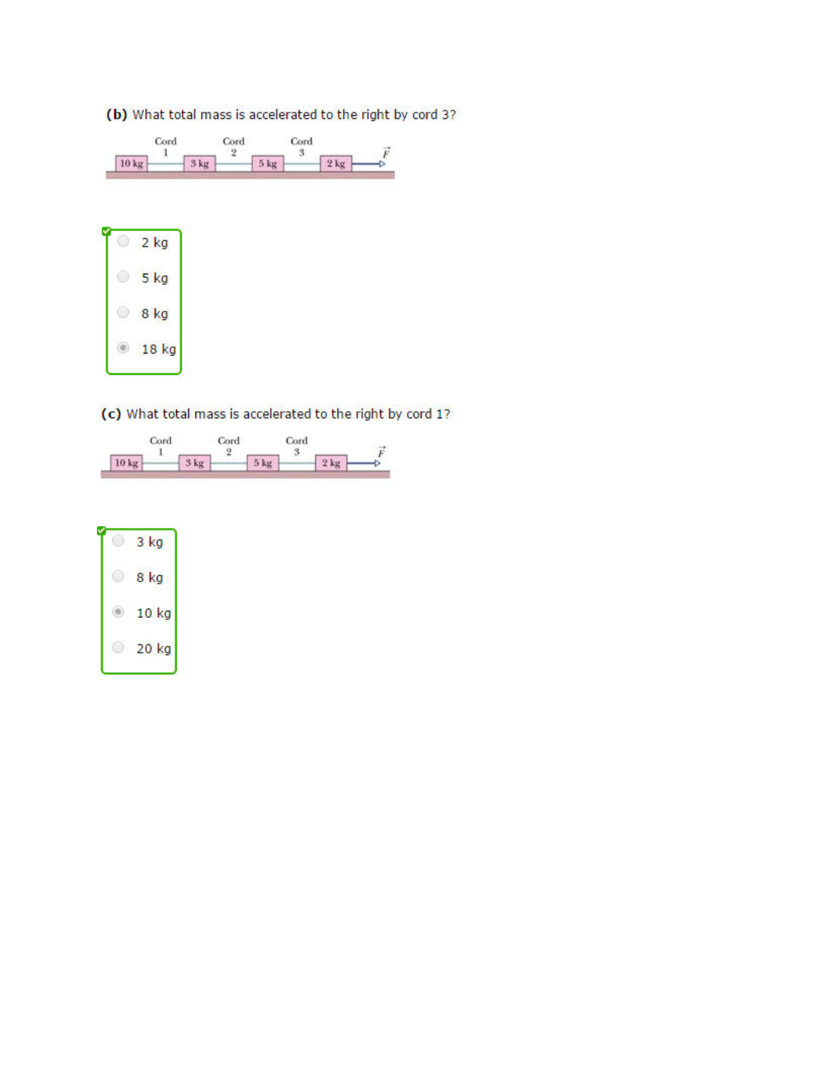**(b)** What total mass is accelerated to the right by cord 3?

- 2 kg
- 5 kg
- 8 kg
- 18 kg

**(c)** What total mass is accelerated to the right by cord 1?

- 3 kg
- 8 kg
- 10 kg
- 20 kg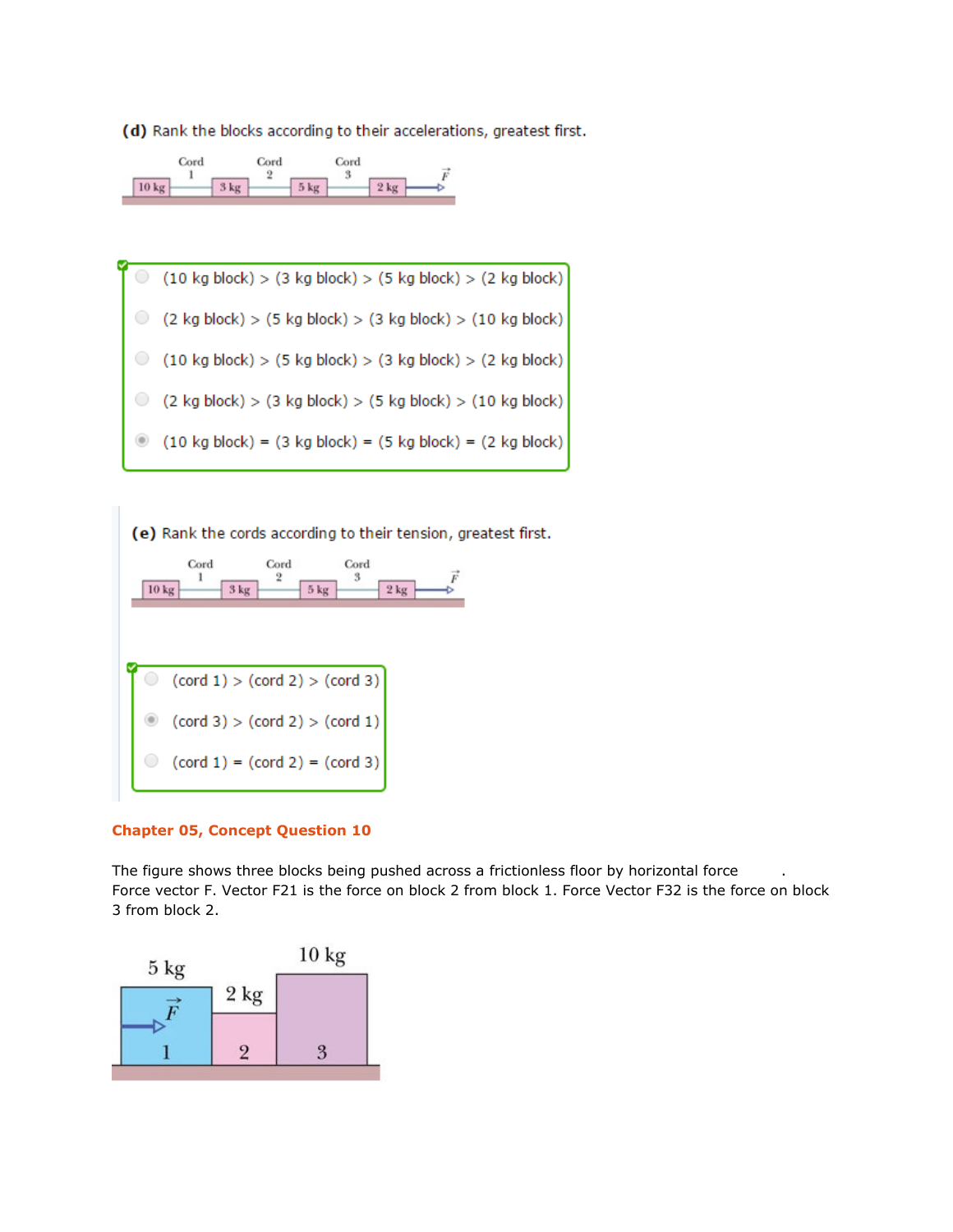**(d)** Rank the blocks according to their accelerations, greatest first.

- (10 kg block) > (3 kg block) > (5 kg block) > (2 kg block)
- (2 kg block) > (5 kg block) > (3 kg block) > (10 kg block)
- (10 kg block) > (5 kg block) > (3 kg block) > (2 kg block)
- (2 kg block) > (3 kg block) > (5 kg block) > (10 kg block)
- (10 kg block) = (3 kg block) = (5 kg block) = (2 kg block)

**(e)** Rank the cords according to their tension, greatest first.

- (cord 1) > (cord 2) > (cord 3)
- (cord 3) > (cord 2) > (cord 1)
- (cord 1) = (cord 2) = (cord 3)

## Chapter 05, Concept Question 10

The figure shows three blocks being pushed across a frictionless floor by horizontal force .
Force vector F. Vector F21 is the force on block 2 from block 1. Force Vector F32 is the force on block 3 from block 2.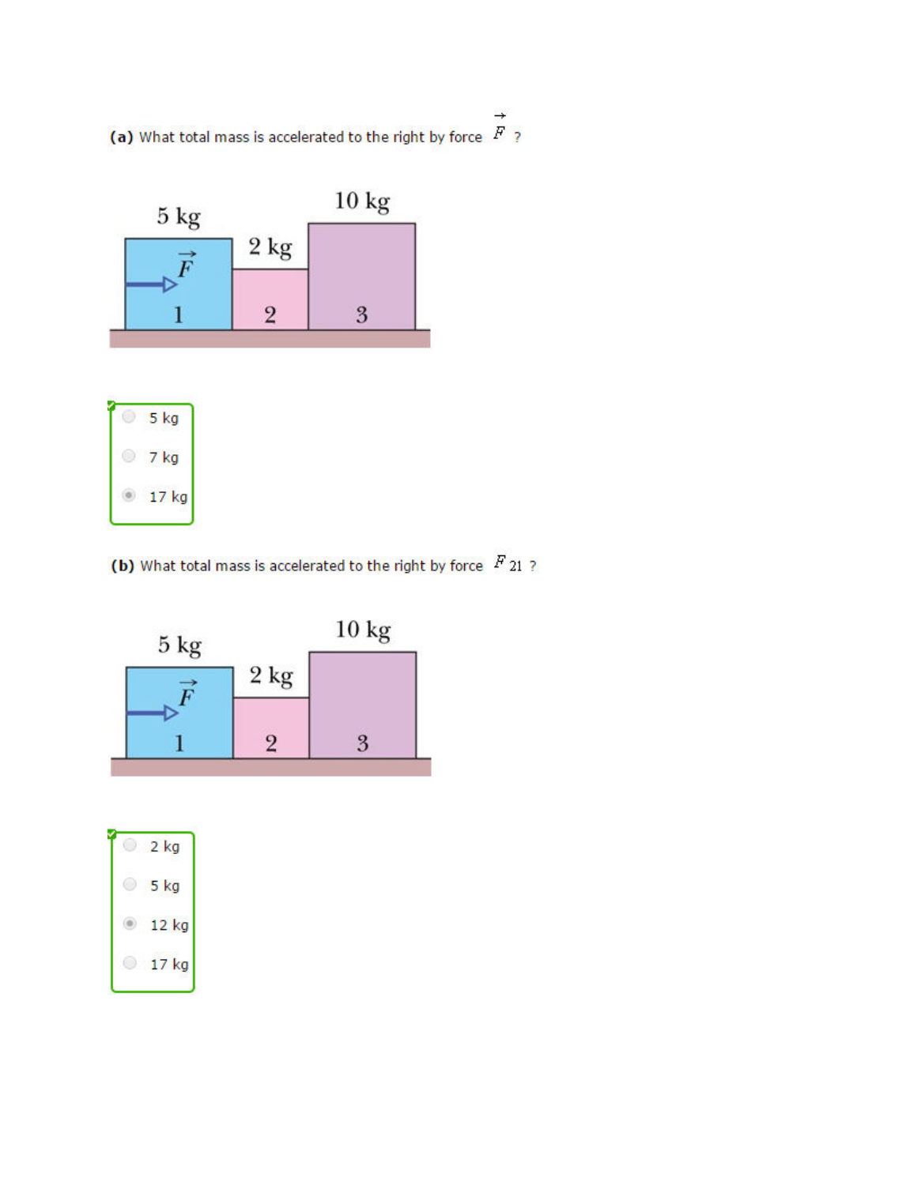**(a)** What total mass is accelerated to the right by force $\vec{F}$ ?

5 kg

2 kg

10 kg

$\vec{F}$

1

2

3

- 5 kg
- 7 kg
- 17 kg

**(b)** What total mass is accelerated to the right by force $F_{21}$ ?

5 kg

2 kg

10 kg

$\vec{F}$

1

2

3

- 2 kg
- 5 kg
- 12 kg
- 17 kg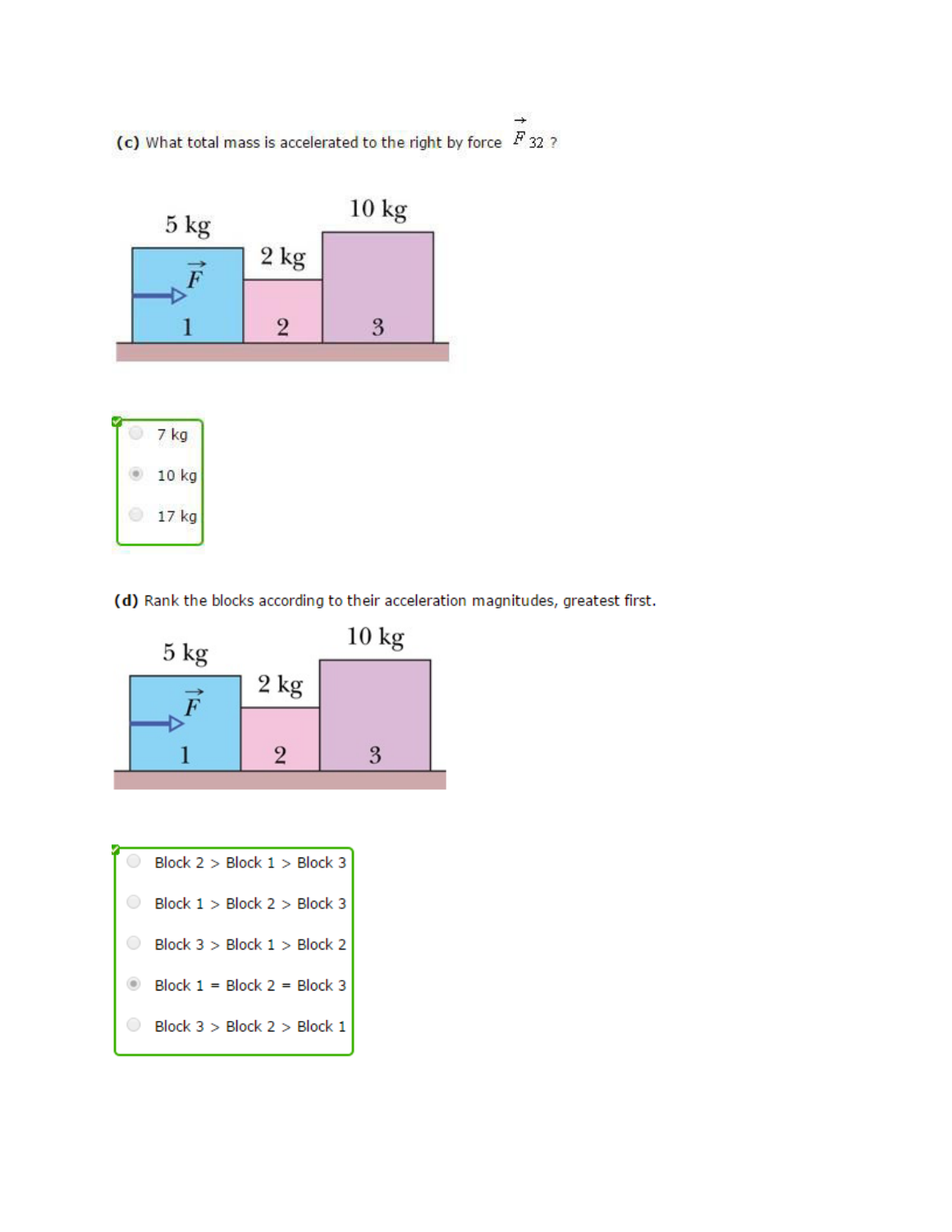**(c)** What total mass is accelerated to the right by force $\vec{F}_{32}$ ?

5 kg, 2 kg, 10 kg — Blocks 1, 2, 3 with force $\vec{F}$ applied to block 1

- 7 kg
- 10 kg
- 17 kg

**(d)** Rank the blocks according to their acceleration magnitudes, greatest first.

5 kg, 2 kg, 10 kg — Blocks 1, 2, 3 with force $\vec{F}$ applied to block 1

- Block 2 > Block 1 > Block 3
- Block 1 > Block 2 > Block 3
- Block 3 > Block 1 > Block 2
- Block 1 = Block 2 = Block 3
- Block 3 > Block 2 > Block 1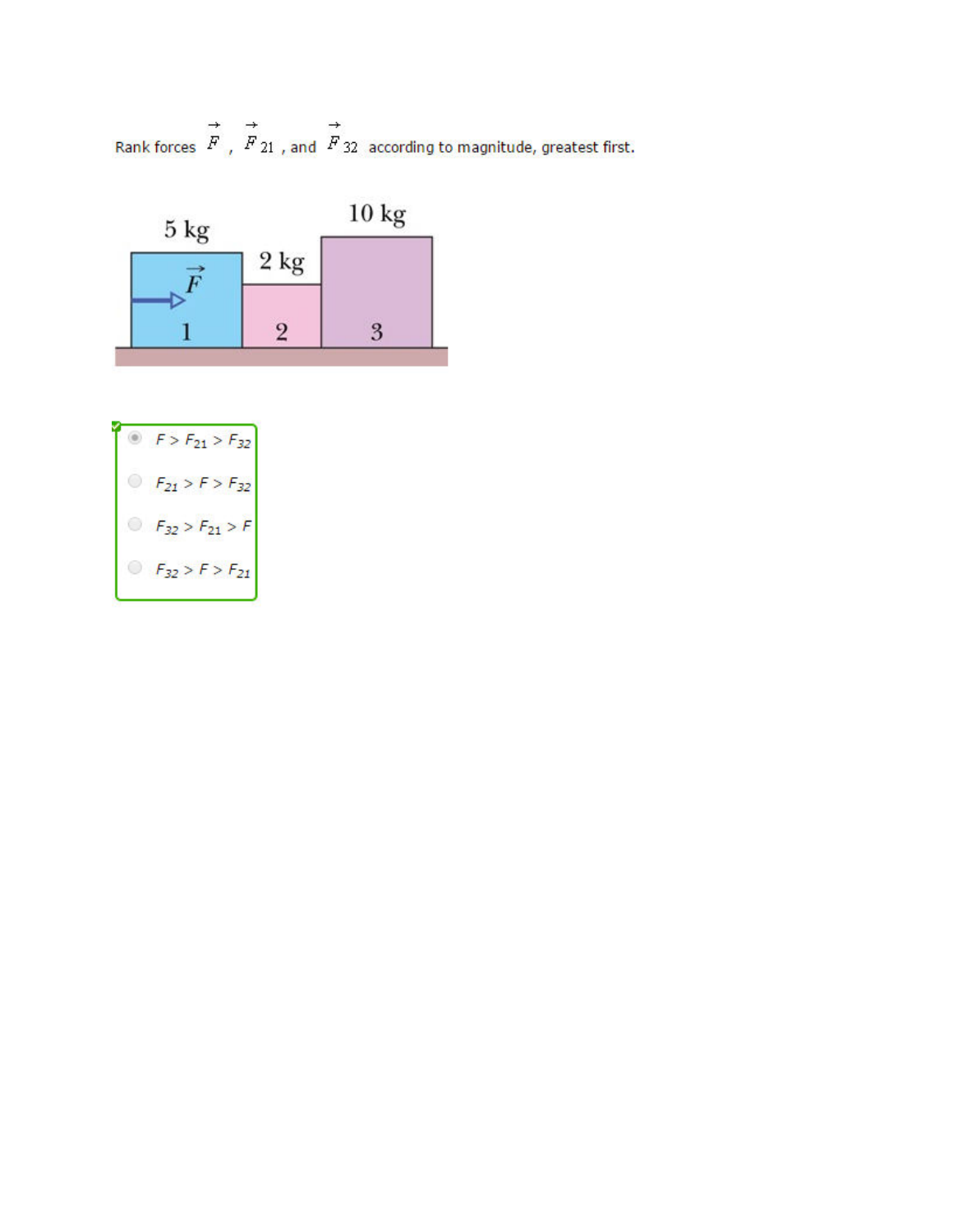Rank forces $\vec{F}$, $\vec{F}_{21}$, and $\vec{F}_{32}$ according to magnitude, greatest first.

5 kg

2 kg

10 kg

$\vec{F}$

1

2

3

- (selected) $F > F_{21} > F_{32}$
- $F_{21} > F > F_{32}$
- $F_{32} > F_{21} > F$
- $F_{32} > F > F_{21}$